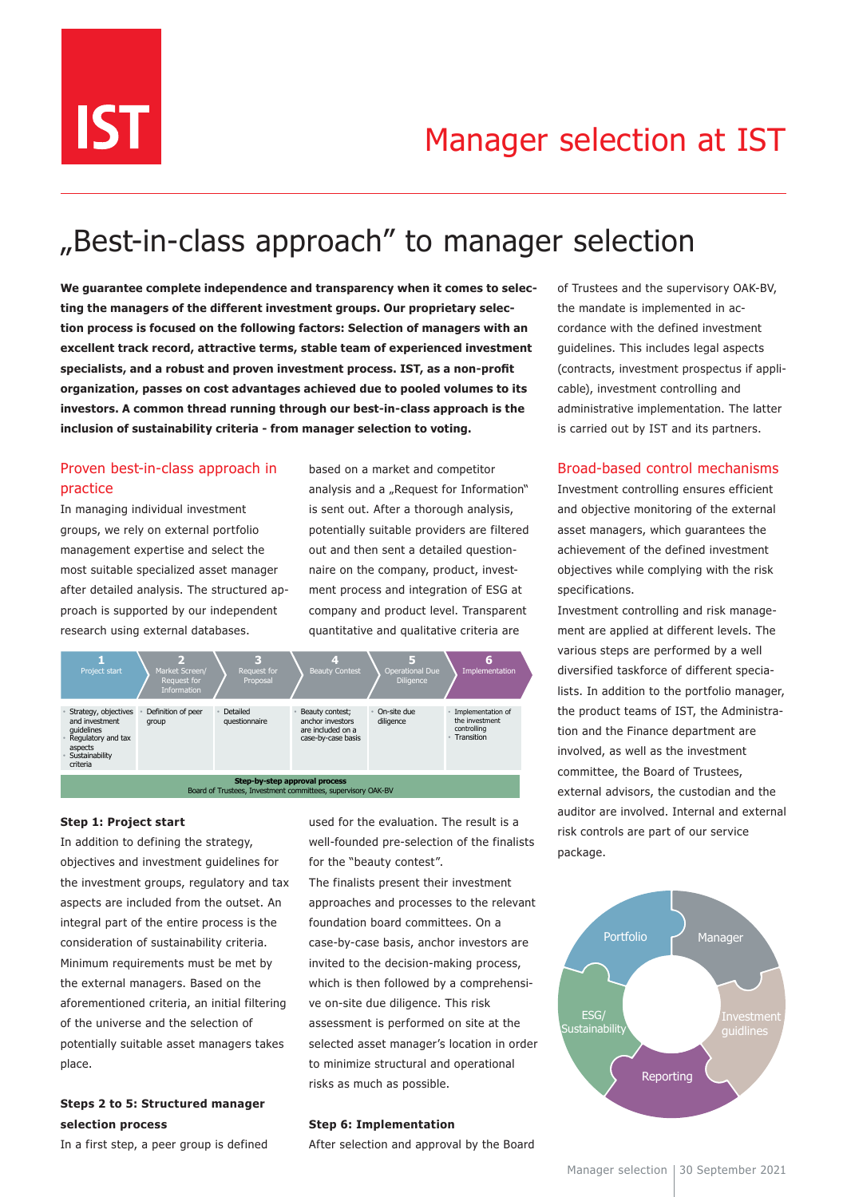# Manager selection at IST

## „Best-in-class approach" to manager selection

**We guarantee complete independence and transparency when it comes to selecting the managers of the different investment groups. Our proprietary selection process is focused on the following factors: Selection of managers with an excellent track record, attractive terms, stable team of experienced investment specialists, and a robust and proven investment process. IST, as a non-profit organization, passes on cost advantages achieved due to pooled volumes to its investors. A common thread running through our best-in-class approach is the inclusion of sustainability criteria - from manager selection to voting.**

### Proven best-in-class approach in practice

In managing individual investment groups, we rely on external portfolio management expertise and select the most suitable specialized asset manager after detailed analysis. The structured approach is supported by our independent research using external databases.

| 1 Project start | 2 Market Screen/ Request for Information | 3 Request for Proposal | 4 Beauty Contest | 5 Operational Due Diligence | 6 Implementation |
|---|---|---|---|---|---|
| • Strategy, objectives and investment guidelines<br>• Regulatory and tax aspects<br>• Sustainability criteria | • Definition of peer group | • Detailed questionnaire | • Beauty contest; anchor investors are included on a case-by-case basis | • On-site due diligence | • Implementation of the investment controlling<br>• Transition |

**Step-by-step approval process**
Board of Trustees, Investment committees, supervisory OAK-BV

**Step 1: Project start**

In addition to defining the strategy, objectives and investment guidelines for the investment groups, regulatory and tax aspects are included from the outset. An integral part of the entire process is the consideration of sustainability criteria. Minimum requirements must be met by the external managers. Based on the aforementioned criteria, an initial filtering of the universe and the selection of potentially suitable asset managers takes place.

**Steps 2 to 5: Structured manager selection process**

In a first step, a peer group is defined based on a market and competitor analysis and a „Request for Information" is sent out. After a thorough analysis, potentially suitable providers are filtered out and then sent a detailed questionnaire on the company, product, investment process and integration of ESG at company and product level. Transparent quantitative and qualitative criteria are used for the evaluation. The result is a well-founded pre-selection of the finalists for the "beauty contest".

The finalists present their investment approaches and processes to the relevant foundation board committees. On a case-by-case basis, anchor investors are invited to the decision-making process, which is then followed by a comprehensive on-site due diligence. This risk assessment is performed on site at the selected asset manager's location in order to minimize structural and operational risks as much as possible.

**Step 6: Implementation**

After selection and approval by the Board of Trustees and the supervisory OAK-BV, the mandate is implemented in accordance with the defined investment guidelines. This includes legal aspects (contracts, investment prospectus if applicable), investment controlling and administrative implementation. The latter is carried out by IST and its partners.

### Broad-based control mechanisms

Investment controlling ensures efficient and objective monitoring of the external asset managers, which guarantees the achievement of the defined investment objectives while complying with the risk specifications.

Investment controlling and risk management are applied at different levels. The various steps are performed by a well diversified taskforce of different specialists. In addition to the portfolio manager, the product teams of IST, the Administration and the Finance department are involved, as well as the investment committee, the Board of Trustees, external advisors, the custodian and the auditor are involved. Internal and external risk controls are part of our service package.

Portfolio | Manager | Investment guidlines | Reporting | ESG/ Sustainability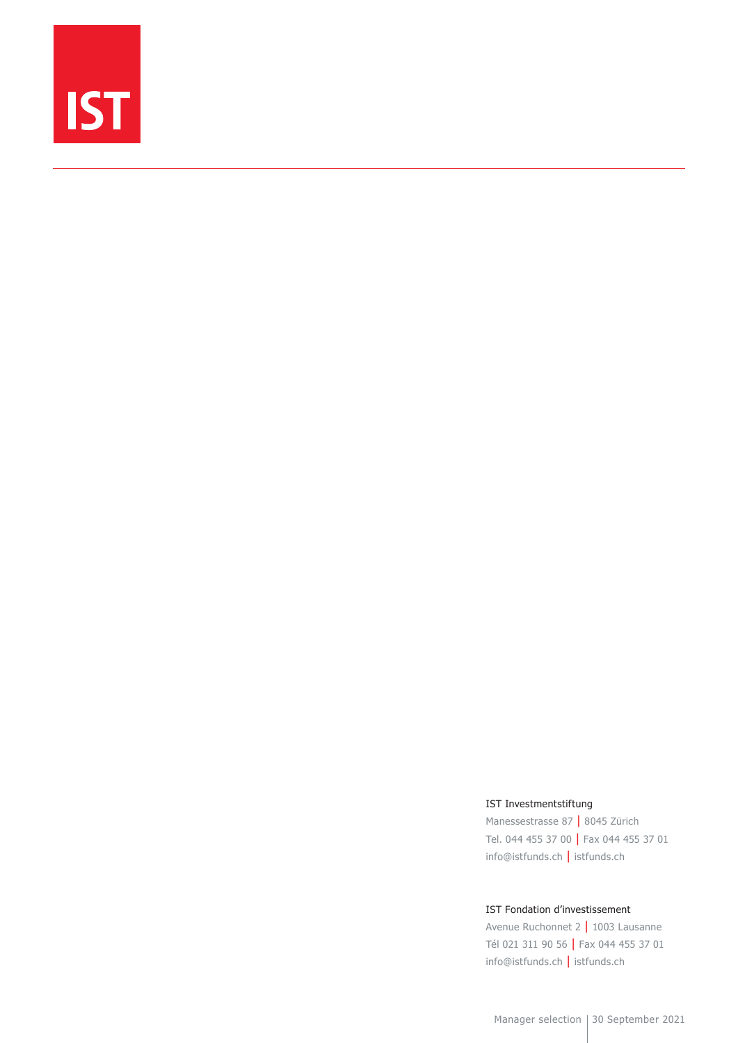IST

IST Investmentstiftung
Manessestrasse 87 | 8045 Zürich
Tel. 044 455 37 00 | Fax 044 455 37 01
info@istfunds.ch | istfunds.ch

IST Fondation d'investissement
Avenue Ruchonnet 2 | 1003 Lausanne
Tél 021 311 90 56 | Fax 044 455 37 01
info@istfunds.ch | istfunds.ch